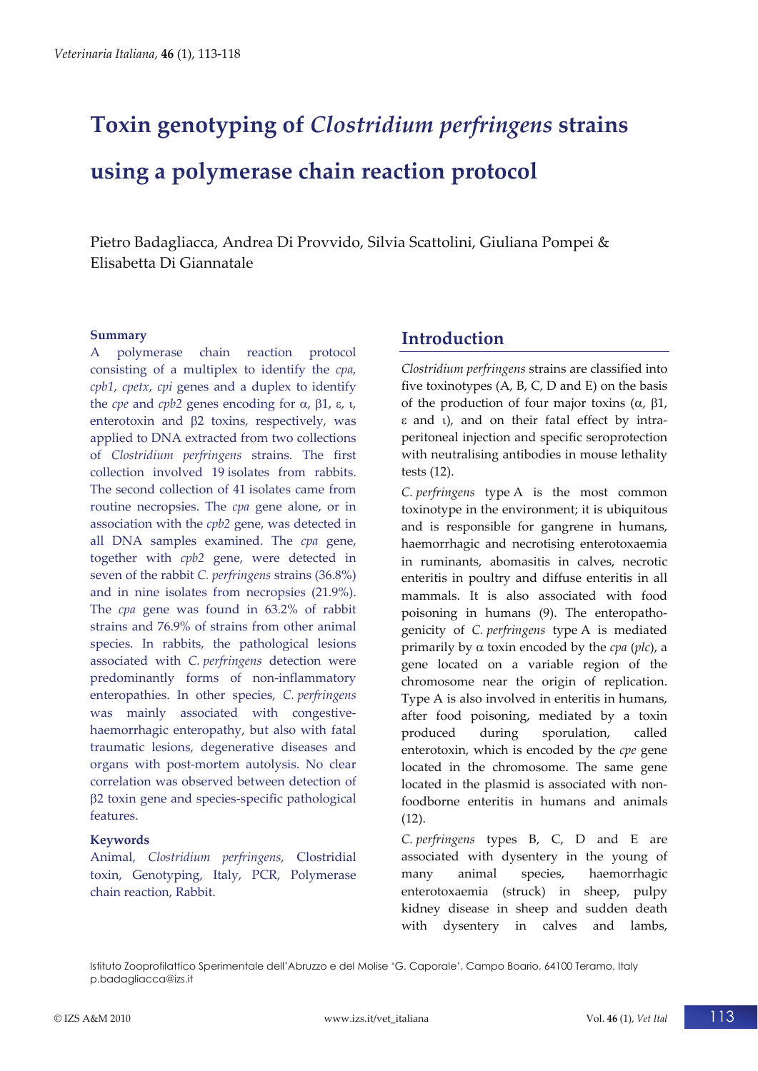# Toxin genotyping of *Clostridium perfringens* strains using a polymerase chain reaction protocol

Pietro Badagliacca, Andrea Di Provvido, Silvia Scattolini, Giuliana Pompei & Elisabetta Di Giannatale

### Summary

A polymerase chain reaction protocol consisting of a multiplex to identify the *cpa*, *cpb1*, *cpetx*, *cpi* genes and a duplex to identify the *cpe* and *cpb2* genes encoding for α, β1, ε, ι, enterotoxin and β2 toxins, respectively, was applied to DNA extracted from two collections of *Clostridium perfringens* strains. The first collection involved 19 isolates from rabbits. The second collection of 41 isolates came from routine necropsies. The *cpa* gene alone, or in association with the *cpb2* gene, was detected in all DNA samples examined. The *cpa* gene, together with *cpb2* gene, were detected in seven of the rabbit *C. perfringens* strains (36.8%) and in nine isolates from necropsies (21.9%). The *cpa* gene was found in 63.2% of rabbit strains and 76.9% of strains from other animal species. In rabbits, the pathological lesions associated with *C. perfringens* detection were predominantly forms of non-inflammatory enteropathies. In other species, *C. perfringens* was mainly associated with congestive-haemorrhagic enteropathy, but also with fatal traumatic lesions, degenerative diseases and organs with post-mortem autolysis. No clear correlation was observed between detection of β2 toxin gene and species-specific pathological features.

### Keywords

Animal, *Clostridium perfringens*, Clostridial toxin, Genotyping, Italy, PCR, Polymerase chain reaction, Rabbit.

## Introduction

*Clostridium perfringens* strains are classified into five toxinotypes (A, B, C, D and E) on the basis of the production of four major toxins (α, β1, ε and ι), and on their fatal effect by intraperitoneal injection and specific seroprotection with neutralising antibodies in mouse lethality tests (12).

*C. perfringens* type A is the most common toxinotype in the environment; it is ubiquitous and is responsible for gangrene in humans, haemorrhagic and necrotising enterotoxaemia in ruminants, abomasitis in calves, necrotic enteritis in poultry and diffuse enteritis in all mammals. It is also associated with food poisoning in humans (9). The enteropathogenicity of *C. perfringens* type A is mediated primarily by α toxin encoded by the *cpa* (*plc*), a gene located on a variable region of the chromosome near the origin of replication. Type A is also involved in enteritis in humans, after food poisoning, mediated by a toxin produced during sporulation, called enterotoxin, which is encoded by the *cpe* gene located in the chromosome. The same gene located in the plasmid is associated with non-foodborne enteritis in humans and animals (12).

*C. perfringens* types B, C, D and E are associated with dysentery in the young of many animal species, haemorrhagic enterotoxaemia (struck) in sheep, pulpy kidney disease in sheep and sudden death with dysentery in calves and lambs,

Istituto Zooprofilattico Sperimentale dell'Abruzzo e del Molise 'G. Caporale', Campo Boario, 64100 Teramo, Italy
p.badagliacca@izs.it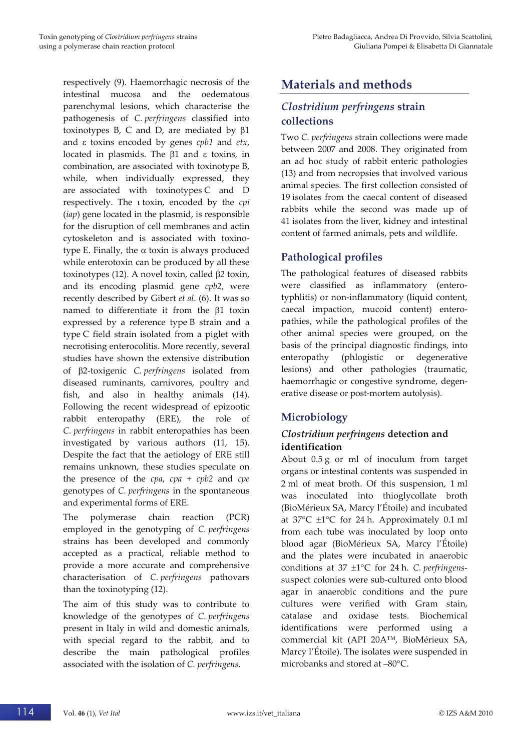respectively (9). Haemorrhagic necrosis of the intestinal mucosa and the oedematous parenchymal lesions, which characterise the pathogenesis of *C. perfringens* classified into toxinotypes B, C and D, are mediated by β1 and ε toxins encoded by genes *cpb1* and *etx*, located in plasmids. The β1 and ε toxins, in combination, are associated with toxinotype B, while, when individually expressed, they are associated with toxinotypes C and D respectively. The ι toxin, encoded by the *cpi* (*iap*) gene located in the plasmid, is responsible for the disruption of cell membranes and actin cytoskeleton and is associated with toxinotype E. Finally, the α toxin is always produced while enterotoxin can be produced by all these toxinotypes (12). A novel toxin, called β2 toxin, and its encoding plasmid gene *cpb2*, were recently described by Gibert *et al*. (6). It was so named to differentiate it from the β1 toxin expressed by a reference type B strain and a type C field strain isolated from a piglet with necrotising enterocolitis. More recently, several studies have shown the extensive distribution of β2-toxigenic *C. perfringens* isolated from diseased ruminants, carnivores, poultry and fish, and also in healthy animals (14). Following the recent widespread of epizootic rabbit enteropathy (ERE), the role of *C. perfringens* in rabbit enteropathies has been investigated by various authors (11, 15). Despite the fact that the aetiology of ERE still remains unknown, these studies speculate on the presence of the *cpa*, *cpa* + *cpb2* and *cpe* genotypes of *C. perfringens* in the spontaneous and experimental forms of ERE.

The polymerase chain reaction (PCR) employed in the genotyping of *C. perfringens* strains has been developed and commonly accepted as a practical, reliable method to provide a more accurate and comprehensive characterisation of *C. perfringens* pathovars than the toxinotyping (12).

The aim of this study was to contribute to knowledge of the genotypes of *C. perfringens* present in Italy in wild and domestic animals, with special regard to the rabbit, and to describe the main pathological profiles associated with the isolation of *C. perfringens*.

# Materials and methods

## *Clostridium perfringens* strain collections

Two *C. perfringens* strain collections were made between 2007 and 2008. They originated from an ad hoc study of rabbit enteric pathologies (13) and from necropsies that involved various animal species. The first collection consisted of 19 isolates from the caecal content of diseased rabbits while the second was made up of 41 isolates from the liver, kidney and intestinal content of farmed animals, pets and wildlife.

## Pathological profiles

The pathological features of diseased rabbits were classified as inflammatory (enterotyphlitis) or non-inflammatory (liquid content, caecal impaction, mucoid content) enteropathies, while the pathological profiles of the other animal species were grouped, on the basis of the principal diagnostic findings, into enteropathy (phlogistic or degenerative lesions) and other pathologies (traumatic, haemorrhagic or congestive syndrome, degenerative disease or post-mortem autolysis).

## Microbiology

### *Clostridium perfringens* detection and identification

About 0.5 g or ml of inoculum from target organs or intestinal contents was suspended in 2 ml of meat broth. Of this suspension, 1 ml was inoculated into thioglycollate broth (BioMérieux SA, Marcy l'Étoile) and incubated at 37°C ±1°C for 24 h. Approximately 0.1 ml from each tube was inoculated by loop onto blood agar (BioMérieux SA, Marcy l'Étoile) and the plates were incubated in anaerobic conditions at 37 ±1°C for 24 h. *C. perfringens*-suspect colonies were sub-cultured onto blood agar in anaerobic conditions and the pure cultures were verified with Gram stain, catalase and oxidase tests. Biochemical identifications were performed using a commercial kit (API 20A™, BioMérieux SA, Marcy l'Étoile). The isolates were suspended in microbanks and stored at –80°C.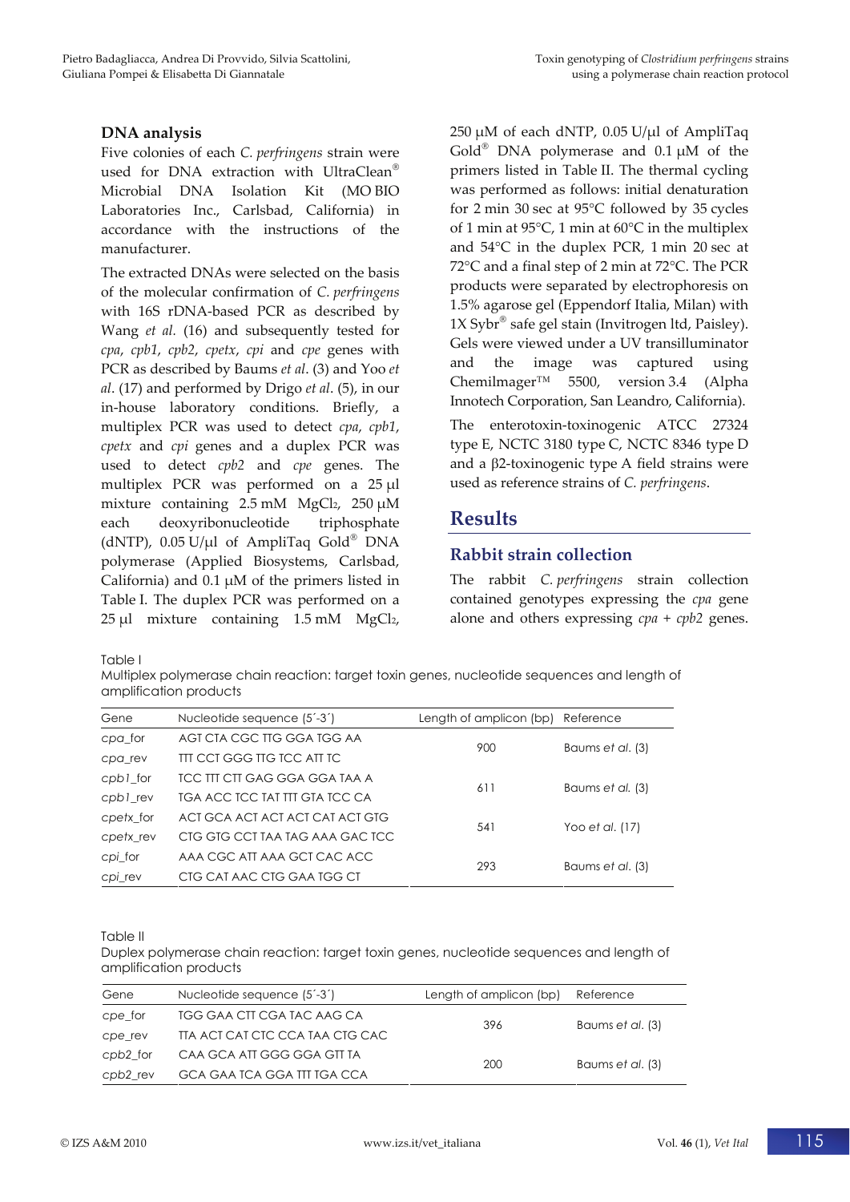### DNA analysis

Five colonies of each *C. perfringens* strain were used for DNA extraction with UltraClean® Microbial DNA Isolation Kit (MO BIO Laboratories Inc., Carlsbad, California) in accordance with the instructions of the manufacturer.

The extracted DNAs were selected on the basis of the molecular confirmation of *C. perfringens* with 16S rDNA-based PCR as described by Wang *et al.* (16) and subsequently tested for *cpa*, *cpb1*, *cpb2*, *cpetx*, *cpi* and *cpe* genes with PCR as described by Baums *et al*. (3) and Yoo *et al*. (17) and performed by Drigo *et al*. (5), in our in-house laboratory conditions. Briefly, a multiplex PCR was used to detect *cpa*, *cpb1*, *cpetx* and *cpi* genes and a duplex PCR was used to detect *cpb2* and *cpe* genes. The multiplex PCR was performed on a 25 µl mixture containing 2.5 mM $MgCl_2$, 250 µM each deoxyribonucleotide triphosphate (dNTP), 0.05 U/µl of AmpliTaq Gold® DNA polymerase (Applied Biosystems, Carlsbad, California) and 0.1 µM of the primers listed in Table I. The duplex PCR was performed on a 25 µl mixture containing 1.5 mM $MgCl_2$, 250 µM of each dNTP, 0.05 U/µl of AmpliTaq Gold® DNA polymerase and 0.1 µM of the primers listed in Table II. The thermal cycling was performed as follows: initial denaturation for 2 min 30 sec at 95°C followed by 35 cycles of 1 min at 95°C, 1 min at 60°C in the multiplex and 54°C in the duplex PCR, 1 min 20 sec at 72°C and a final step of 2 min at 72°C. The PCR products were separated by electrophoresis on 1.5% agarose gel (Eppendorf Italia, Milan) with 1X Sybr® safe gel stain (Invitrogen ltd, Paisley). Gels were viewed under a UV transilluminator and the image was captured using ChemiImager™ 5500, version 3.4 (Alpha Innotech Corporation, San Leandro, California).

The enterotoxin-toxinogenic ATCC 27324 type E, NCTC 3180 type C, NCTC 8346 type D and a β2-toxinogenic type A field strains were used as reference strains of *C. perfringens*.

## Results

### Rabbit strain collection

The rabbit *C. perfringens* strain collection contained genotypes expressing the *cpa* gene alone and others expressing *cpa* + *cpb2* genes.

Table I
Multiplex polymerase chain reaction: target toxin genes, nucleotide sequences and length of amplification products

| Gene | Nucleotide sequence (5´-3´) | Length of amplicon (bp) | Reference |
|---|---|---|---|
| *cpa*_for | AGT CTA CGC TTG GGA TGG AA | 900 | Baums *et al.* (3) |
| *cpa*_rev | TTT CCT GGG TTG TCC ATT TC | | |
| *cpb1*_for | TCC TTT CTT GAG GGA GGA TAA A | 611 | Baums *et al.* (3) |
| *cpb1*_rev | TGA ACC TCC TAT TTT GTA TCC CA | | |
| *cpetx*_for | ACT GCA ACT ACT ACT CAT ACT GTG | 541 | Yoo *et al.* (17) |
| *cpetx*_rev | CTG GTG CCT TAA TAG AAA GAC TCC | | |
| *cpi*_for | AAA CGC ATT AAA GCT CAC ACC | 293 | Baums *et al.* (3) |
| *cpi*_rev | CTG CAT AAC CTG GAA TGG CT | | |

Table II
Duplex polymerase chain reaction: target toxin genes, nucleotide sequences and length of amplification products

| Gene | Nucleotide sequence (5´-3´) | Length of amplicon (bp) | Reference |
|---|---|---|---|
| *cpe*_for | TGG GAA CTT CGA TAC AAG CA | 396 | Baums *et al.* (3) |
| *cpe*_rev | TTA ACT CAT CTC CCA TAA CTG CAC | | |
| *cpb2*_for | CAA GCA ATT GGG GGA GTT TA | 200 | Baums *et al.* (3) |
| *cpb2*_rev | GCA GAA TCA GGA TTT TGA CCA | | |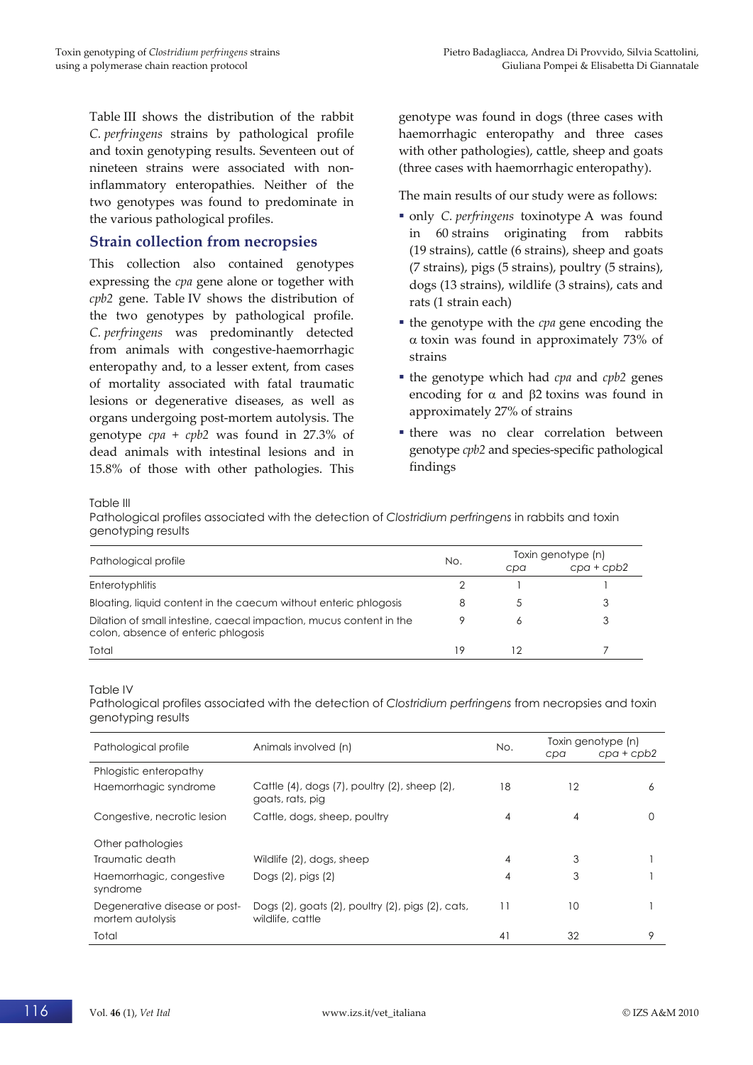Table III shows the distribution of the rabbit *C. perfringens* strains by pathological profile and toxin genotyping results. Seventeen out of nineteen strains were associated with non-inflammatory enteropathies. Neither of the two genotypes was found to predominate in the various pathological profiles.

## Strain collection from necropsies

This collection also contained genotypes expressing the *cpa* gene alone or together with *cpb2* gene. Table IV shows the distribution of the two genotypes by pathological profile. *C. perfringens* was predominantly detected from animals with congestive-haemorrhagic enteropathy and, to a lesser extent, from cases of mortality associated with fatal traumatic lesions or degenerative diseases, as well as organs undergoing post-mortem autolysis. The genotype *cpa* + *cpb2* was found in 27.3% of dead animals with intestinal lesions and in 15.8% of those with other pathologies. This genotype was found in dogs (three cases with haemorrhagic enteropathy and three cases with other pathologies), cattle, sheep and goats (three cases with haemorrhagic enteropathy).

The main results of our study were as follows:

- only *C. perfringens* toxinotype A was found in 60 strains originating from rabbits (19 strains), cattle (6 strains), sheep and goats (7 strains), pigs (5 strains), poultry (5 strains), dogs (13 strains), wildlife (3 strains), cats and rats (1 strain each)
- the genotype with the *cpa* gene encoding the α toxin was found in approximately 73% of strains
- the genotype which had *cpa* and *cpb2* genes encoding for α and β2 toxins was found in approximately 27% of strains
- there was no clear correlation between genotype *cpb2* and species-specific pathological findings

Table III
Pathological profiles associated with the detection of *Clostridium perfringens* in rabbits and toxin genotyping results

| Pathological profile | No. | Toxin genotype (n) | |
|---|---|---|---|
| | | *cpa* | *cpa* + *cpb2* |
| Enterotyphlitis | 2 | 1 | 1 |
| Bloating, liquid content in the caecum without enteric phlogosis | 8 | 5 | 3 |
| Dilation of small intestine, caecal impaction, mucus content in the colon, absence of enteric phlogosis | 9 | 6 | 3 |
| Total | 19 | 12 | 7 |

Table IV
Pathological profiles associated with the detection of *Clostridium perfringens* from necropsies and toxin genotyping results

| Pathological profile | Animals involved (n) | No. | Toxin genotype (n) | |
|---|---|---|---|---|
| | | | *cpa* | *cpa* + *cpb2* |
| Phlogistic enteropathy | | | | |
| Haemorrhagic syndrome | Cattle (4), dogs (7), poultry (2), sheep (2), goats, rats, pig | 18 | 12 | 6 |
| Congestive, necrotic lesion | Cattle, dogs, sheep, poultry | 4 | 4 | 0 |
| Other pathologies | | | | |
| Traumatic death | Wildlife (2), dogs, sheep | 4 | 3 | 1 |
| Haemorrhagic, congestive syndrome | Dogs (2), pigs (2) | 4 | 3 | 1 |
| Degenerative disease or post-mortem autolysis | Dogs (2), goats (2), poultry (2), pigs (2), cats, wildlife, cattle | 11 | 10 | 1 |
| Total | | 41 | 32 | 9 |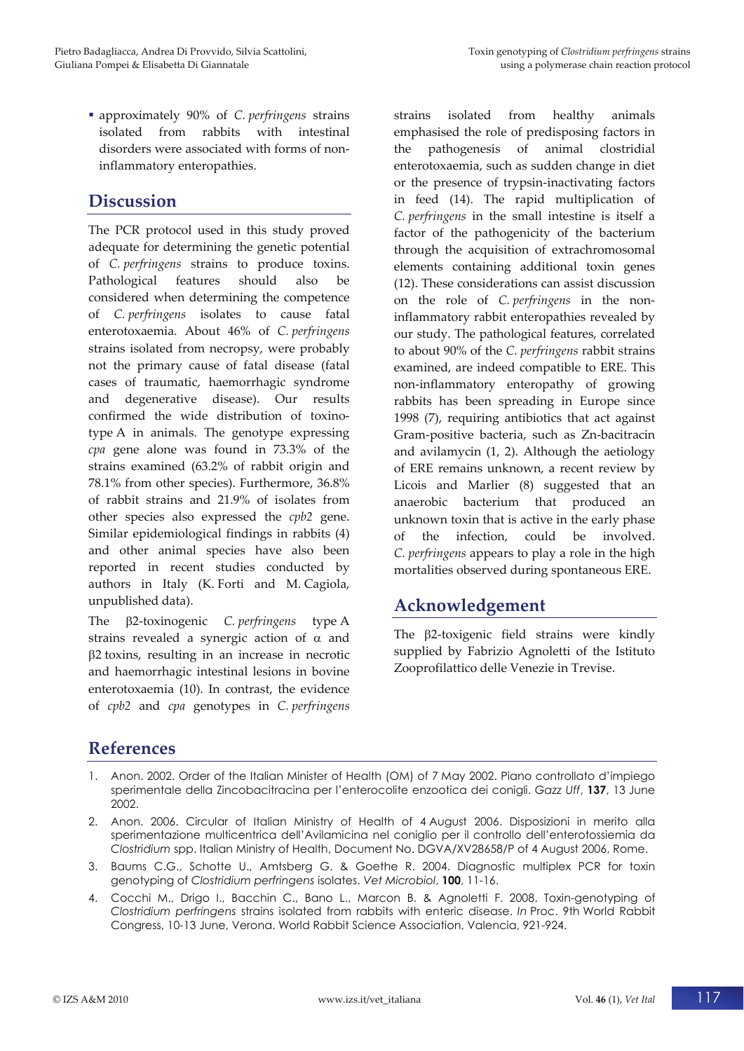- approximately 90% of *C. perfringens* strains isolated from rabbits with intestinal disorders were associated with forms of non-inflammatory enteropathies.

## Discussion

The PCR protocol used in this study proved adequate for determining the genetic potential of *C. perfringens* strains to produce toxins. Pathological features should also be considered when determining the competence of *C. perfringens* isolates to cause fatal enterotoxaemia. About 46% of *C. perfringens* strains isolated from necropsy, were probably not the primary cause of fatal disease (fatal cases of traumatic, haemorrhagic syndrome and degenerative disease). Our results confirmed the wide distribution of toxino-type A in animals. The genotype expressing *cpa* gene alone was found in 73.3% of the strains examined (63.2% of rabbit origin and 78.1% from other species). Furthermore, 36.8% of rabbit strains and 21.9% of isolates from other species also expressed the *cpb2* gene. Similar epidemiological findings in rabbits (4) and other animal species have also been reported in recent studies conducted by authors in Italy (K. Forti and M. Cagiola, unpublished data).

The β2-toxinogenic *C. perfringens* type A strains revealed a synergic action of α and β2 toxins, resulting in an increase in necrotic and haemorrhagic intestinal lesions in bovine enterotoxaemia (10). In contrast, the evidence of *cpb2* and *cpa* genotypes in *C. perfringens* strains isolated from healthy animals emphasised the role of predisposing factors in the pathogenesis of animal clostridial enterotoxaemia, such as sudden change in diet or the presence of trypsin-inactivating factors in feed (14). The rapid multiplication of *C. perfringens* in the small intestine is itself a factor of the pathogenicity of the bacterium through the acquisition of extrachromosomal elements containing additional toxin genes (12). These considerations can assist discussion on the role of *C. perfringens* in the non-inflammatory rabbit enteropathies revealed by our study. The pathological features, correlated to about 90% of the *C. perfringens* rabbit strains examined, are indeed compatible to ERE. This non-inflammatory enteropathy of growing rabbits has been spreading in Europe since 1998 (7), requiring antibiotics that act against Gram-positive bacteria, such as Zn-bacitracin and avilamycin (1, 2). Although the aetiology of ERE remains unknown, a recent review by Licois and Marlier (8) suggested that an anaerobic bacterium that produced an unknown toxin that is active in the early phase of the infection, could be involved. *C. perfringens* appears to play a role in the high mortalities observed during spontaneous ERE.

## Acknowledgement

The β2-toxigenic field strains were kindly supplied by Fabrizio Agnoletti of the Istituto Zooprofilattico delle Venezie in Trevise.

## References

1. Anon. 2002. Order of the Italian Minister of Health (OM) of 7 May 2002. Piano controllato d'impiego sperimentale della Zincobacitracina per l'enterocolite enzootica dei conigli. *Gazz Uff*, **137**, 13 June 2002.
2. Anon. 2006. Circular of Italian Ministry of Health of 4 August 2006. Disposizioni in merito alla sperimentazione multicentrica dell'Avilamicina nel coniglio per il controllo dell'enterotossiemia da *Clostridium* spp. Italian Ministry of Health, Document No. DGVA/XV28658/P of 4 August 2006, Rome.
3. Baums C.G., Schotte U., Amtsberg G. & Goethe R. 2004. Diagnostic multiplex PCR for toxin genotyping of *Clostridium perfringens* isolates. *Vet Microbiol*, **100**, 11-16.
4. Cocchi M., Drigo I., Bacchin C., Bano L., Marcon B. & Agnoletti F. 2008. Toxin-genotyping of *Clostridium perfringens* strains isolated from rabbits with enteric disease. *In* Proc. 9th World Rabbit Congress, 10-13 June, Verona. World Rabbit Science Association, Valencia, 921-924.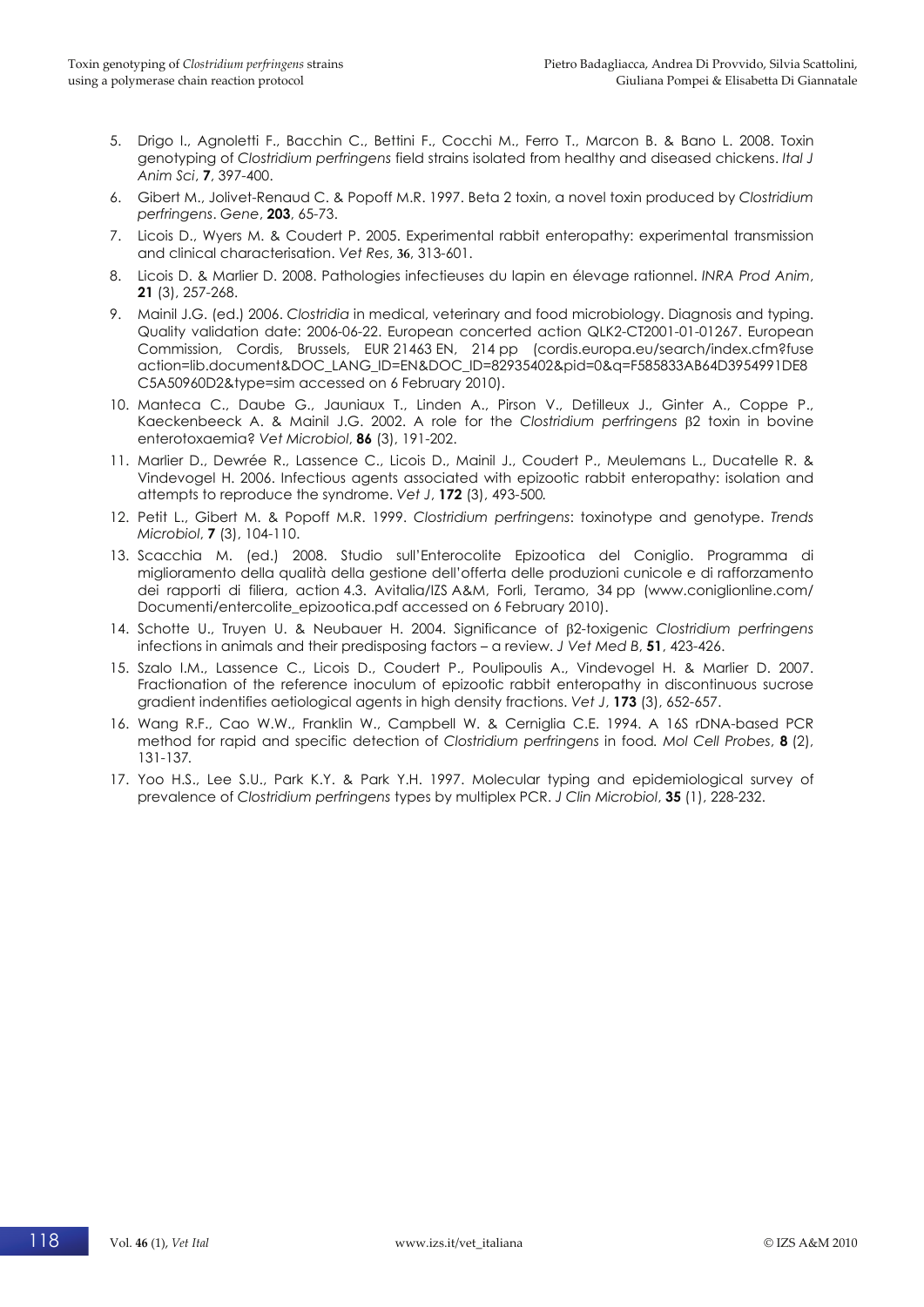5. Drigo I., Agnoletti F., Bacchin C., Bettini F., Cocchi M., Ferro T., Marcon B. & Bano L. 2008. Toxin genotyping of *Clostridium perfringens* field strains isolated from healthy and diseased chickens. *Ital J Anim Sci*, **7**, 397-400.
6. Gibert M., Jolivet-Renaud C. & Popoff M.R. 1997. Beta 2 toxin, a novel toxin produced by *Clostridium perfringens*. *Gene*, **203**, 65-73.
7. Licois D., Wyers M. & Coudert P. 2005. Experimental rabbit enteropathy: experimental transmission and clinical characterisation. *Vet Res*, **36**, 313-601.
8. Licois D. & Marlier D. 2008. Pathologies infectieuses du lapin en élevage rationnel. *INRA Prod Anim*, **21** (3), 257-268.
9. Mainil J.G. (ed.) 2006. *Clostridia* in medical, veterinary and food microbiology. Diagnosis and typing. Quality validation date: 2006-06-22. European concerted action QLK2-CT2001-01-01267. European Commission, Cordis, Brussels, EUR 21463 EN, 214 pp (cordis.europa.eu/search/index.cfm?fuse action=lib.document&DOC_LANG_ID=EN&DOC_ID=82935402&pid=0&q=F585833AB64D3954991DE8 C5A50960D2&type=sim accessed on 6 February 2010).
10. Manteca C., Daube G., Jauniaux T., Linden A., Pirson V., Detilleux J., Ginter A., Coppe P., Kaeckenbeeck A. & Mainil J.G. 2002. A role for the *Clostridium perfringens* β2 toxin in bovine enterotoxaemia? *Vet Microbiol*, **86** (3), 191-202.
11. Marlier D., Dewrée R., Lassence C., Licois D., Mainil J., Coudert P., Meulemans L., Ducatelle R. & Vindevogel H. 2006. Infectious agents associated with epizootic rabbit enteropathy: isolation and attempts to reproduce the syndrome. *Vet J*, **172** (3), 493-500.
12. Petit L., Gibert M. & Popoff M.R. 1999. *Clostridium perfringens*: toxinotype and genotype. *Trends Microbiol*, **7** (3), 104-110.
13. Scacchia M. (ed.) 2008. Studio sull'Enterocolite Epizootica del Coniglio. Programma di miglioramento della qualità della gestione dell'offerta delle produzioni cunicole e di rafforzamento dei rapporti di filiera, action 4.3. Avitalia/IZS A&M, Forlì, Teramo, 34 pp (www.coniglionline.com/ Documenti/entercolite_epizootica.pdf accessed on 6 February 2010).
14. Schotte U., Truyen U. & Neubauer H. 2004. Significance of β2-toxigenic *Clostridium perfringens* infections in animals and their predisposing factors – a review. *J Vet Med B*, **51**, 423-426.
15. Szalo I.M., Lassence C., Licois D., Coudert P., Poulipoulis A., Vindevogel H. & Marlier D. 2007. Fractionation of the reference inoculum of epizootic rabbit enteropathy in discontinuous sucrose gradient indentifies aetiological agents in high density fractions. *Vet J*, **173** (3), 652-657.
16. Wang R.F., Cao W.W., Franklin W., Campbell W. & Cerniglia C.E. 1994. A 16S rDNA-based PCR method for rapid and specific detection of *Clostridium perfringens* in food. *Mol Cell Probes*, **8** (2), 131-137.
17. Yoo H.S., Lee S.U., Park K.Y. & Park Y.H. 1997. Molecular typing and epidemiological survey of prevalence of *Clostridium perfringens* types by multiplex PCR. *J Clin Microbiol*, **35** (1), 228-232.